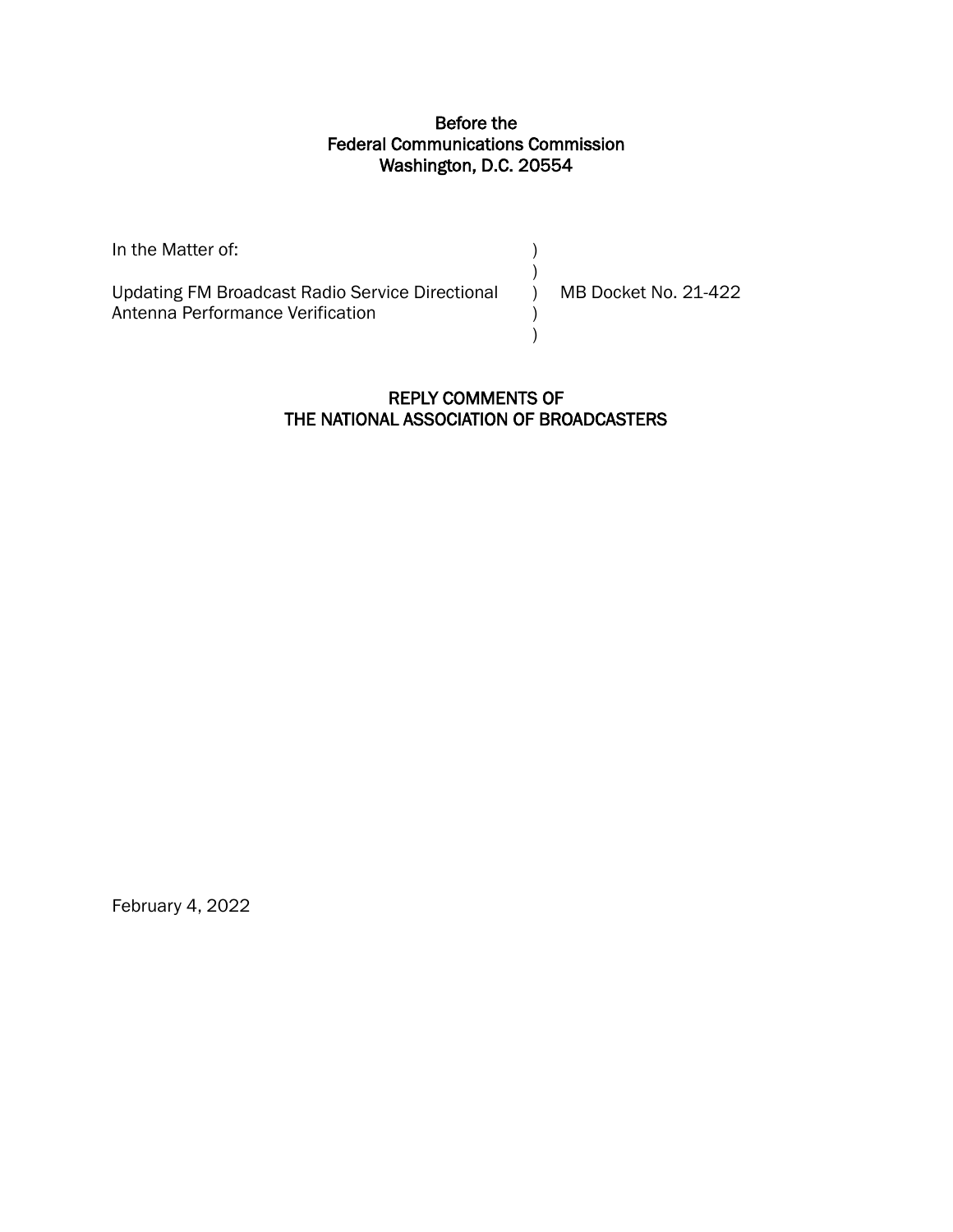**Before the**
**Federal Communications Commission**
**Washington, D.C. 20554**

| | | |
|---|---|---|
| In the Matter of: | ) | |
| | ) | |
| Updating FM Broadcast Radio Service Directional Antenna Performance Verification | ) | MB Docket No. 21-422 |
| | ) | |
| | ) | |

**REPLY COMMENTS OF**
**THE NATIONAL ASSOCIATION OF BROADCASTERS**

February 4, 2022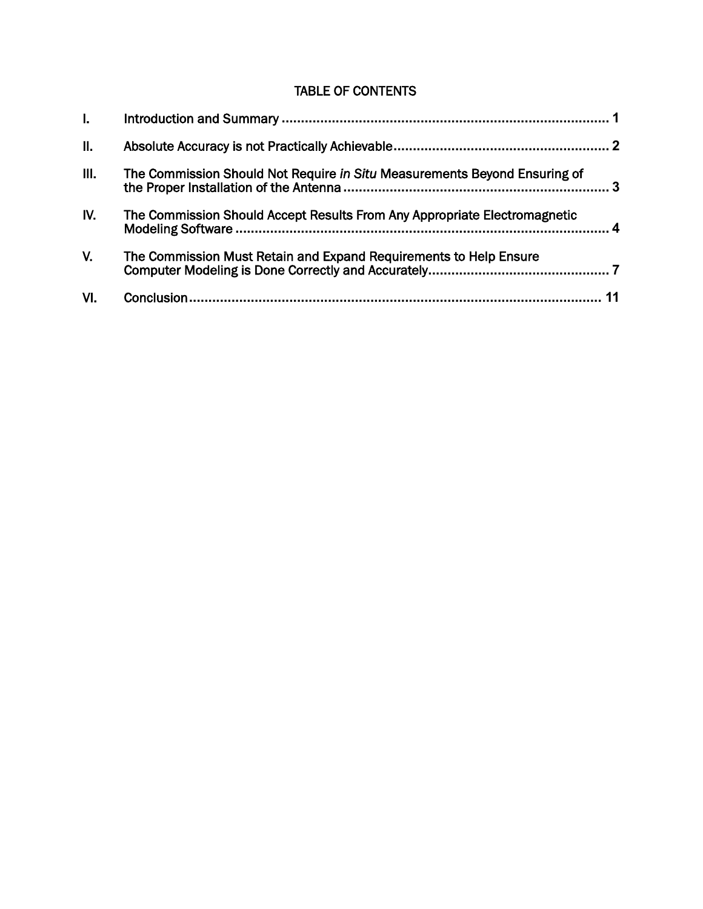# TABLE OF CONTENTS

| | | |
|---|---|---|
| I. | Introduction and Summary | 1 |
| II. | Absolute Accuracy is not Practically Achievable | 2 |
| III. | The Commission Should Not Require *in Situ* Measurements Beyond Ensuring of the Proper Installation of the Antenna | 3 |
| IV. | The Commission Should Accept Results From Any Appropriate Electromagnetic Modeling Software | 4 |
| V. | The Commission Must Retain and Expand Requirements to Help Ensure Computer Modeling is Done Correctly and Accurately | 7 |
| VI. | Conclusion | 11 |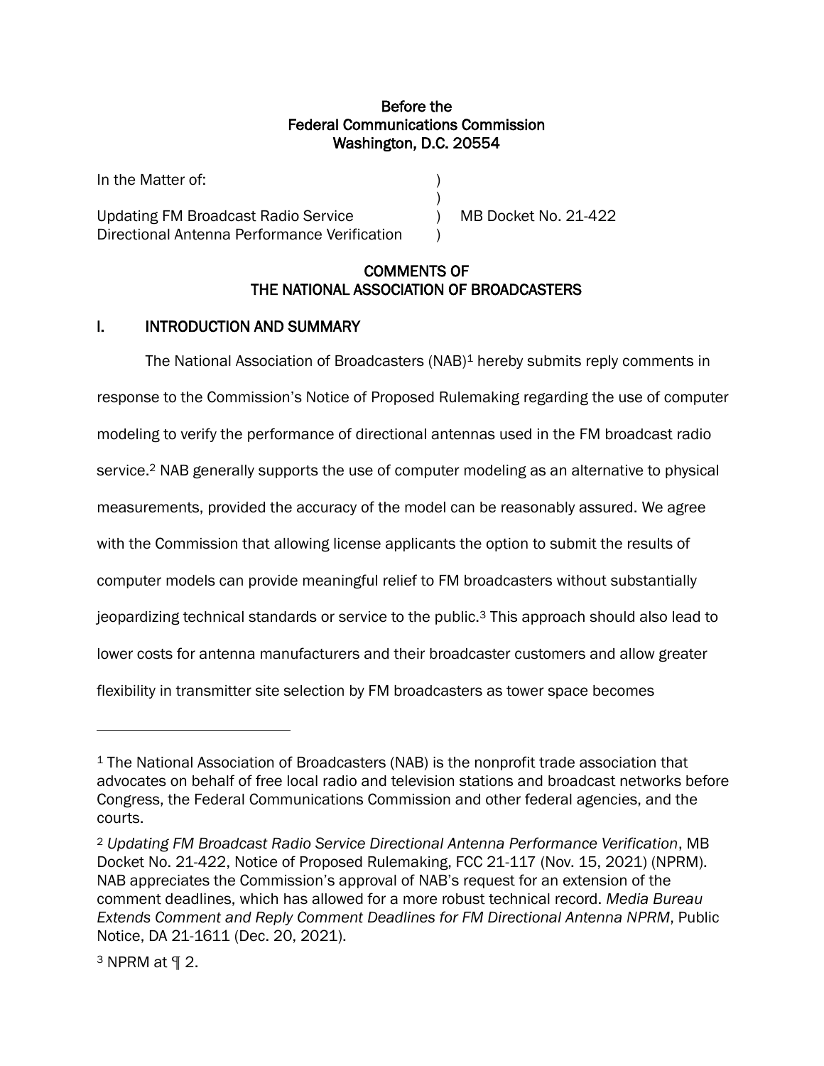Before the
Federal Communications Commission
Washington, D.C. 20554

| | | |
|---|---|---|
| In the Matter of: | ) | |
| | ) | |
| Updating FM Broadcast Radio Service | ) | MB Docket No. 21-422 |
| Directional Antenna Performance Verification | ) | |

## COMMENTS OF THE NATIONAL ASSOCIATION OF BROADCASTERS

## I. INTRODUCTION AND SUMMARY

The National Association of Broadcasters (NAB)[1] hereby submits reply comments in response to the Commission's Notice of Proposed Rulemaking regarding the use of computer modeling to verify the performance of directional antennas used in the FM broadcast radio service.[2] NAB generally supports the use of computer modeling as an alternative to physical measurements, provided the accuracy of the model can be reasonably assured. We agree with the Commission that allowing license applicants the option to submit the results of computer models can provide meaningful relief to FM broadcasters without substantially jeopardizing technical standards or service to the public.[3] This approach should also lead to lower costs for antenna manufacturers and their broadcaster customers and allow greater flexibility in transmitter site selection by FM broadcasters as tower space becomes

---

[1] The National Association of Broadcasters (NAB) is the nonprofit trade association that advocates on behalf of free local radio and television stations and broadcast networks before Congress, the Federal Communications Commission and other federal agencies, and the courts.

[2] *Updating FM Broadcast Radio Service Directional Antenna Performance Verification*, MB Docket No. 21-422, Notice of Proposed Rulemaking, FCC 21-117 (Nov. 15, 2021) (NPRM). NAB appreciates the Commission's approval of NAB's request for an extension of the comment deadlines, which has allowed for a more robust technical record. *Media Bureau Extends Comment and Reply Comment Deadlines for FM Directional Antenna NPRM*, Public Notice, DA 21-1611 (Dec. 20, 2021).

[3] NPRM at ¶ 2.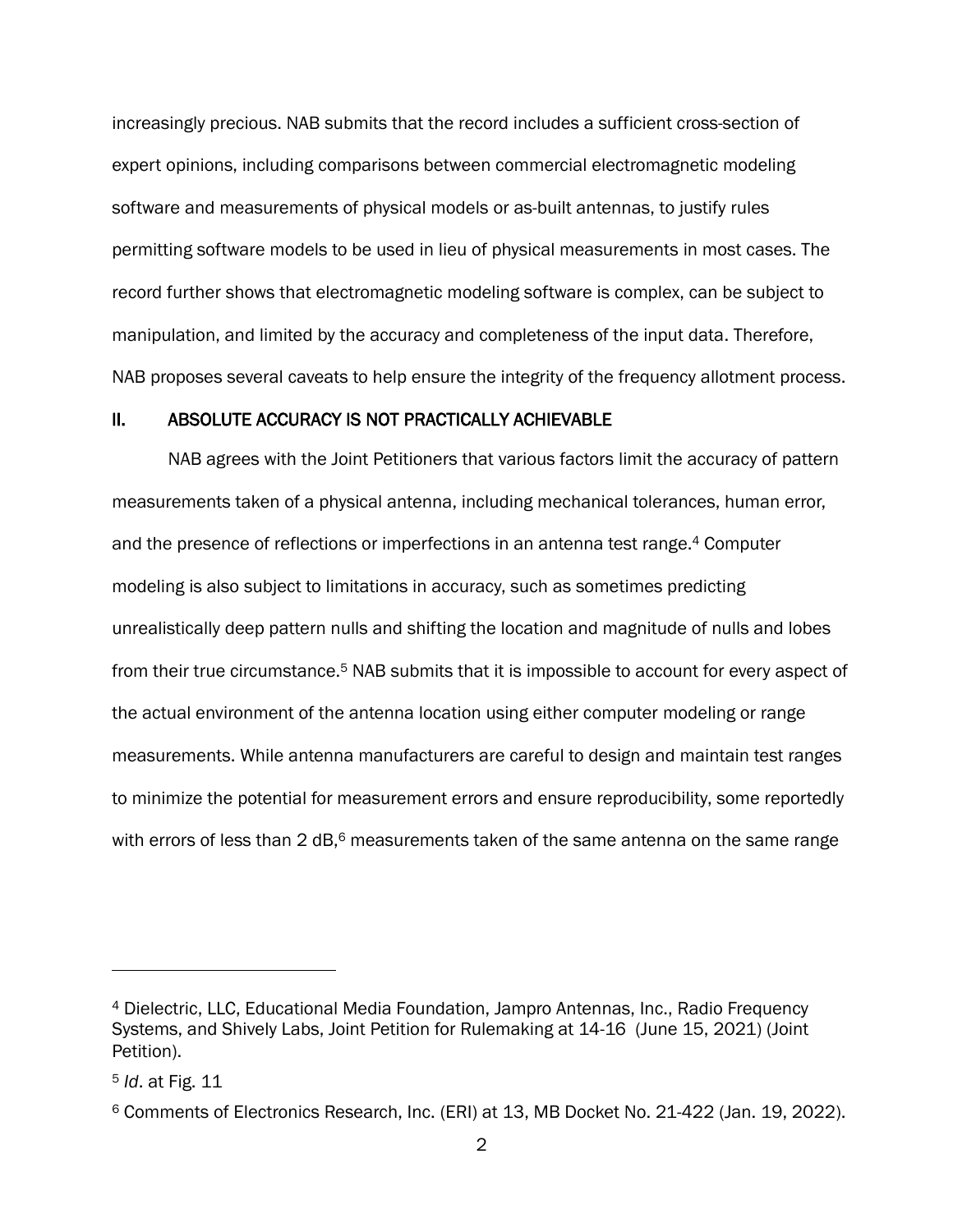increasingly precious. NAB submits that the record includes a sufficient cross-section of expert opinions, including comparisons between commercial electromagnetic modeling software and measurements of physical models or as-built antennas, to justify rules permitting software models to be used in lieu of physical measurements in most cases. The record further shows that electromagnetic modeling software is complex, can be subject to manipulation, and limited by the accuracy and completeness of the input data. Therefore, NAB proposes several caveats to help ensure the integrity of the frequency allotment process.

## II. ABSOLUTE ACCURACY IS NOT PRACTICALLY ACHIEVABLE

NAB agrees with the Joint Petitioners that various factors limit the accuracy of pattern measurements taken of a physical antenna, including mechanical tolerances, human error, and the presence of reflections or imperfections in an antenna test range.[4] Computer modeling is also subject to limitations in accuracy, such as sometimes predicting unrealistically deep pattern nulls and shifting the location and magnitude of nulls and lobes from their true circumstance.[5] NAB submits that it is impossible to account for every aspect of the actual environment of the antenna location using either computer modeling or range measurements. While antenna manufacturers are careful to design and maintain test ranges to minimize the potential for measurement errors and ensure reproducibility, some reportedly with errors of less than 2 dB,[6] measurements taken of the same antenna on the same range

---

[4] Dielectric, LLC, Educational Media Foundation, Jampro Antennas, Inc., Radio Frequency Systems, and Shively Labs, Joint Petition for Rulemaking at 14-16 (June 15, 2021) (Joint Petition).

[5] *Id*. at Fig. 11

[6] Comments of Electronics Research, Inc. (ERI) at 13, MB Docket No. 21-422 (Jan. 19, 2022).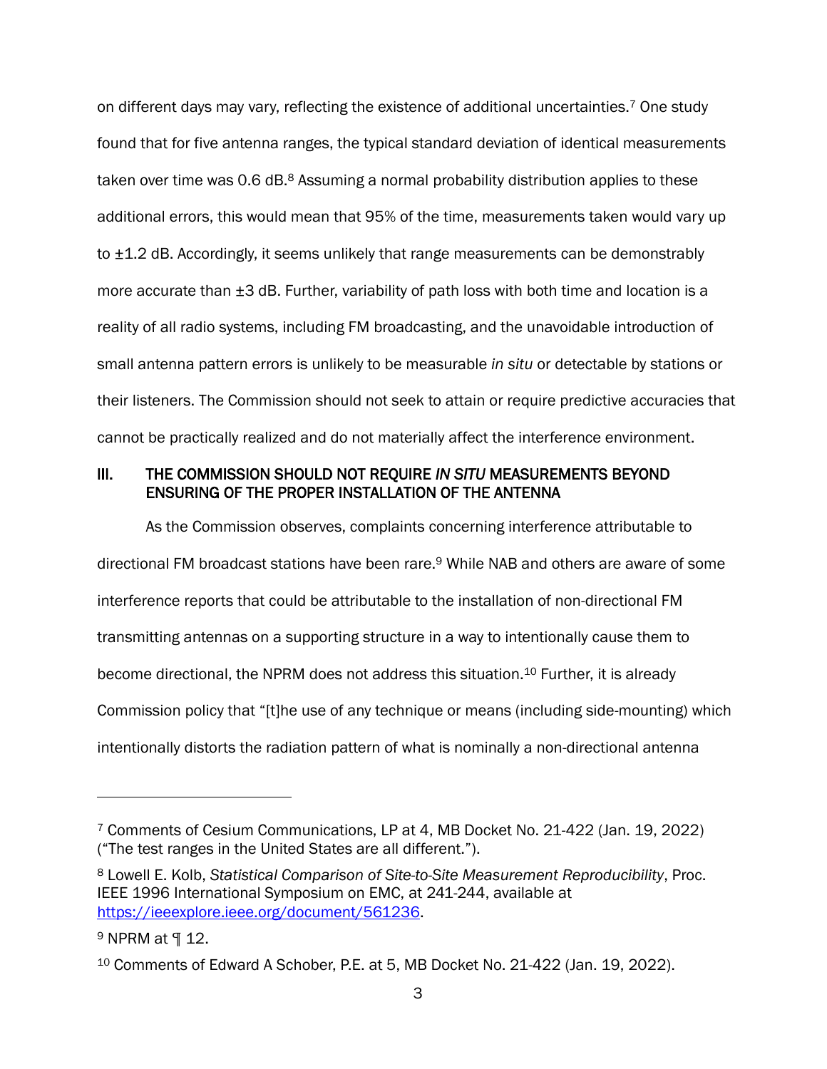on different days may vary, reflecting the existence of additional uncertainties.[7] One study found that for five antenna ranges, the typical standard deviation of identical measurements taken over time was 0.6 dB.[8] Assuming a normal probability distribution applies to these additional errors, this would mean that 95% of the time, measurements taken would vary up to ±1.2 dB. Accordingly, it seems unlikely that range measurements can be demonstrably more accurate than ±3 dB. Further, variability of path loss with both time and location is a reality of all radio systems, including FM broadcasting, and the unavoidable introduction of small antenna pattern errors is unlikely to be measurable *in situ* or detectable by stations or their listeners. The Commission should not seek to attain or require predictive accuracies that cannot be practically realized and do not materially affect the interference environment.

## III. THE COMMISSION SHOULD NOT REQUIRE *IN SITU* MEASUREMENTS BEYOND ENSURING OF THE PROPER INSTALLATION OF THE ANTENNA

As the Commission observes, complaints concerning interference attributable to directional FM broadcast stations have been rare.[9] While NAB and others are aware of some interference reports that could be attributable to the installation of non-directional FM transmitting antennas on a supporting structure in a way to intentionally cause them to become directional, the NPRM does not address this situation.[10] Further, it is already Commission policy that "[t]he use of any technique or means (including side-mounting) which intentionally distorts the radiation pattern of what is nominally a non-directional antenna

---

[7] Comments of Cesium Communications, LP at 4, MB Docket No. 21-422 (Jan. 19, 2022) ("The test ranges in the United States are all different.").

[8] Lowell E. Kolb, *Statistical Comparison of Site-to-Site Measurement Reproducibility*, Proc. IEEE 1996 International Symposium on EMC, at 241-244, available at https://ieeexplore.ieee.org/document/561236.

[9] NPRM at ¶ 12.

[10] Comments of Edward A Schober, P.E. at 5, MB Docket No. 21-422 (Jan. 19, 2022).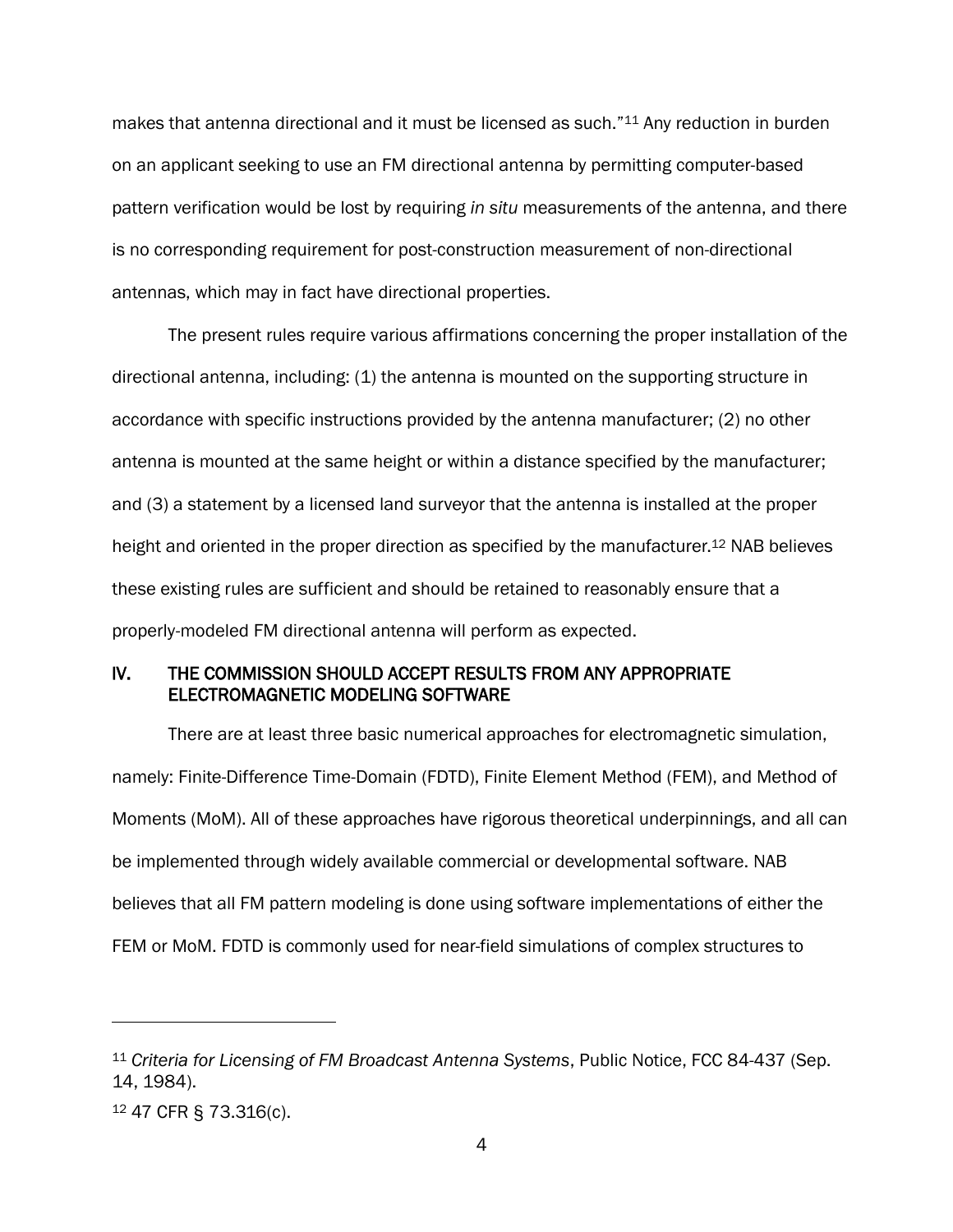makes that antenna directional and it must be licensed as such."[11] Any reduction in burden on an applicant seeking to use an FM directional antenna by permitting computer-based pattern verification would be lost by requiring *in situ* measurements of the antenna, and there is no corresponding requirement for post-construction measurement of non-directional antennas, which may in fact have directional properties.

The present rules require various affirmations concerning the proper installation of the directional antenna, including: (1) the antenna is mounted on the supporting structure in accordance with specific instructions provided by the antenna manufacturer; (2) no other antenna is mounted at the same height or within a distance specified by the manufacturer; and (3) a statement by a licensed land surveyor that the antenna is installed at the proper height and oriented in the proper direction as specified by the manufacturer.[12] NAB believes these existing rules are sufficient and should be retained to reasonably ensure that a properly-modeled FM directional antenna will perform as expected.

## IV. THE COMMISSION SHOULD ACCEPT RESULTS FROM ANY APPROPRIATE ELECTROMAGNETIC MODELING SOFTWARE

There are at least three basic numerical approaches for electromagnetic simulation, namely: Finite-Difference Time-Domain (FDTD), Finite Element Method (FEM), and Method of Moments (MoM). All of these approaches have rigorous theoretical underpinnings, and all can be implemented through widely available commercial or developmental software. NAB believes that all FM pattern modeling is done using software implementations of either the FEM or MoM. FDTD is commonly used for near-field simulations of complex structures to

---

[11] *Criteria for Licensing of FM Broadcast Antenna Systems*, Public Notice, FCC 84-437 (Sep. 14, 1984).

[12] 47 CFR § 73.316(c).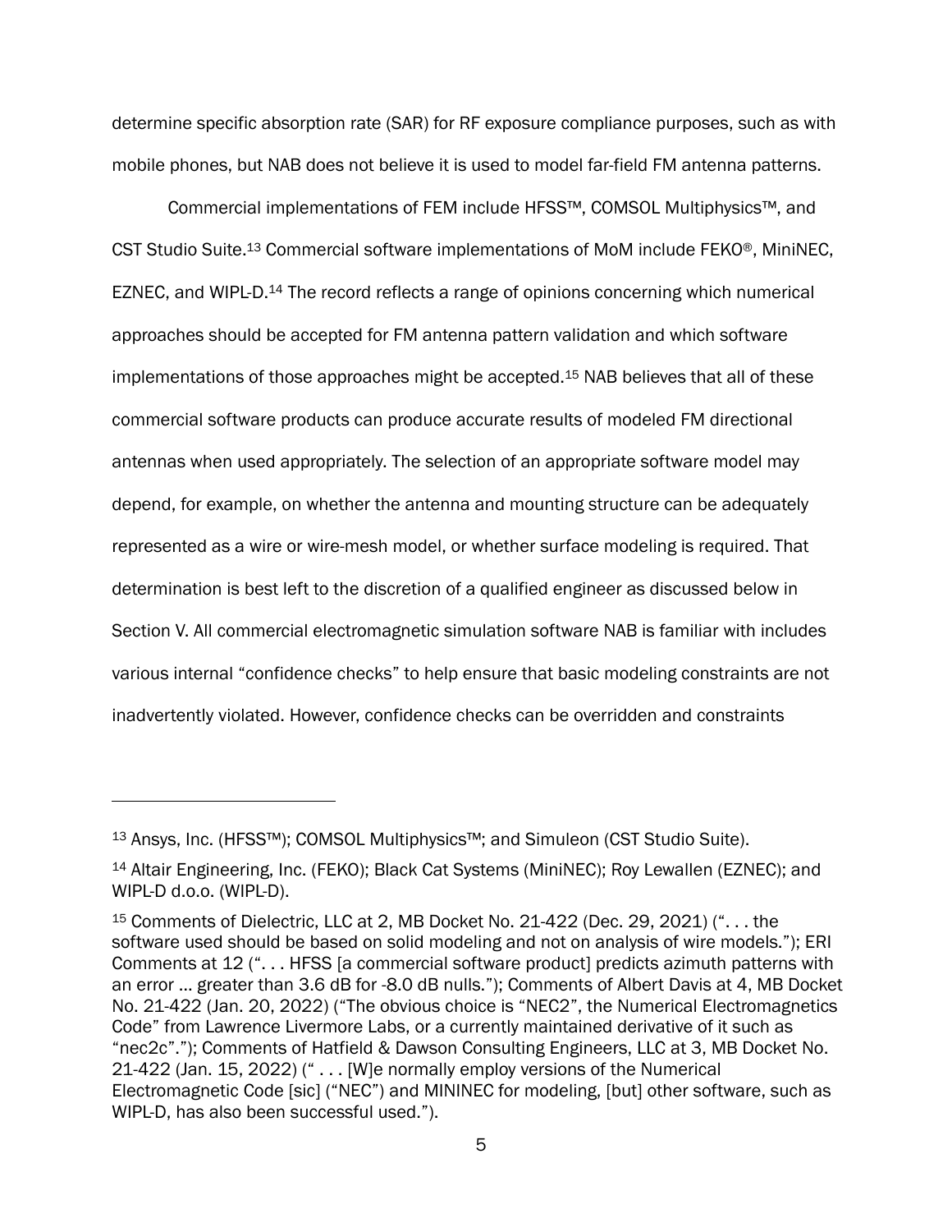determine specific absorption rate (SAR) for RF exposure compliance purposes, such as with mobile phones, but NAB does not believe it is used to model far-field FM antenna patterns.

Commercial implementations of FEM include HFSS™, COMSOL Multiphysics™, and CST Studio Suite.[13] Commercial software implementations of MoM include FEKO®, MiniNEC, EZNEC, and WIPL-D.[14] The record reflects a range of opinions concerning which numerical approaches should be accepted for FM antenna pattern validation and which software implementations of those approaches might be accepted.[15] NAB believes that all of these commercial software products can produce accurate results of modeled FM directional antennas when used appropriately. The selection of an appropriate software model may depend, for example, on whether the antenna and mounting structure can be adequately represented as a wire or wire-mesh model, or whether surface modeling is required. That determination is best left to the discretion of a qualified engineer as discussed below in Section V. All commercial electromagnetic simulation software NAB is familiar with includes various internal "confidence checks" to help ensure that basic modeling constraints are not inadvertently violated. However, confidence checks can be overridden and constraints

---

[13] Ansys, Inc. (HFSS™); COMSOL Multiphysics™; and Simuleon (CST Studio Suite).

[14] Altair Engineering, Inc. (FEKO); Black Cat Systems (MiniNEC); Roy Lewallen (EZNEC); and WIPL-D d.o.o. (WIPL-D).

[15] Comments of Dielectric, LLC at 2, MB Docket No. 21-422 (Dec. 29, 2021) (". . . the software used should be based on solid modeling and not on analysis of wire models."); ERI Comments at 12 (". . . HFSS [a commercial software product] predicts azimuth patterns with an error … greater than 3.6 dB for -8.0 dB nulls."); Comments of Albert Davis at 4, MB Docket No. 21-422 (Jan. 20, 2022) ("The obvious choice is "NEC2", the Numerical Electromagnetics Code" from Lawrence Livermore Labs, or a currently maintained derivative of it such as "nec2c"."); Comments of Hatfield & Dawson Consulting Engineers, LLC at 3, MB Docket No. 21-422 (Jan. 15, 2022) (" . . . [W]e normally employ versions of the Numerical Electromagnetic Code [sic] ("NEC") and MININEC for modeling, [but] other software, such as WIPL-D, has also been successful used.").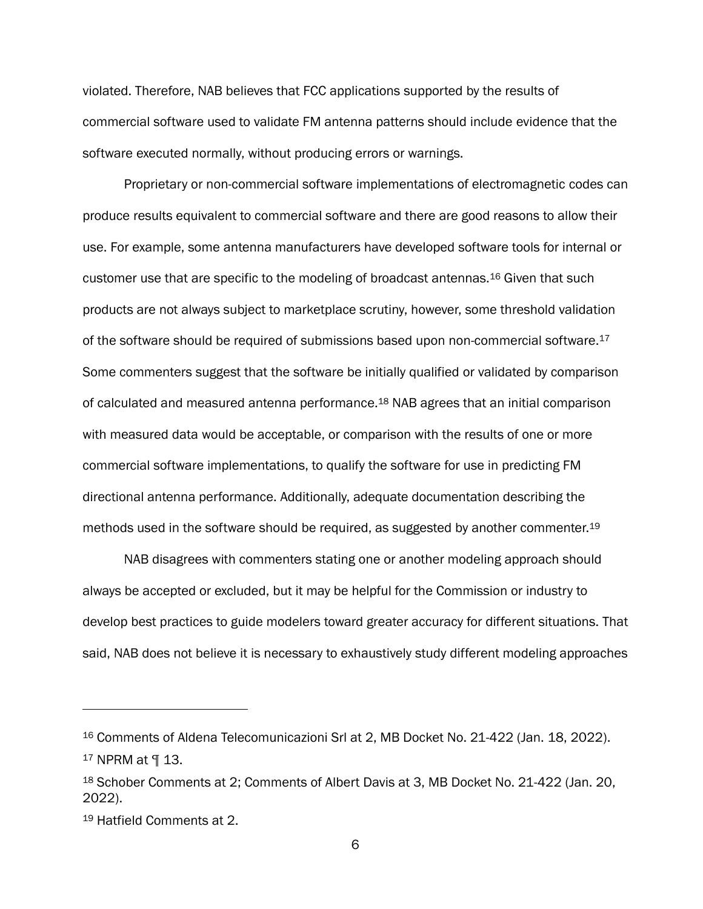violated. Therefore, NAB believes that FCC applications supported by the results of commercial software used to validate FM antenna patterns should include evidence that the software executed normally, without producing errors or warnings.

Proprietary or non-commercial software implementations of electromagnetic codes can produce results equivalent to commercial software and there are good reasons to allow their use. For example, some antenna manufacturers have developed software tools for internal or customer use that are specific to the modeling of broadcast antennas.[16] Given that such products are not always subject to marketplace scrutiny, however, some threshold validation of the software should be required of submissions based upon non-commercial software.[17] Some commenters suggest that the software be initially qualified or validated by comparison of calculated and measured antenna performance.[18] NAB agrees that an initial comparison with measured data would be acceptable, or comparison with the results of one or more commercial software implementations, to qualify the software for use in predicting FM directional antenna performance. Additionally, adequate documentation describing the methods used in the software should be required, as suggested by another commenter.[19]

NAB disagrees with commenters stating one or another modeling approach should always be accepted or excluded, but it may be helpful for the Commission or industry to develop best practices to guide modelers toward greater accuracy for different situations. That said, NAB does not believe it is necessary to exhaustively study different modeling approaches

---

[16] Comments of Aldena Telecomunicazioni Srl at 2, MB Docket No. 21-422 (Jan. 18, 2022).

[17] NPRM at ¶ 13.

[18] Schober Comments at 2; Comments of Albert Davis at 3, MB Docket No. 21-422 (Jan. 20, 2022).

[19] Hatfield Comments at 2.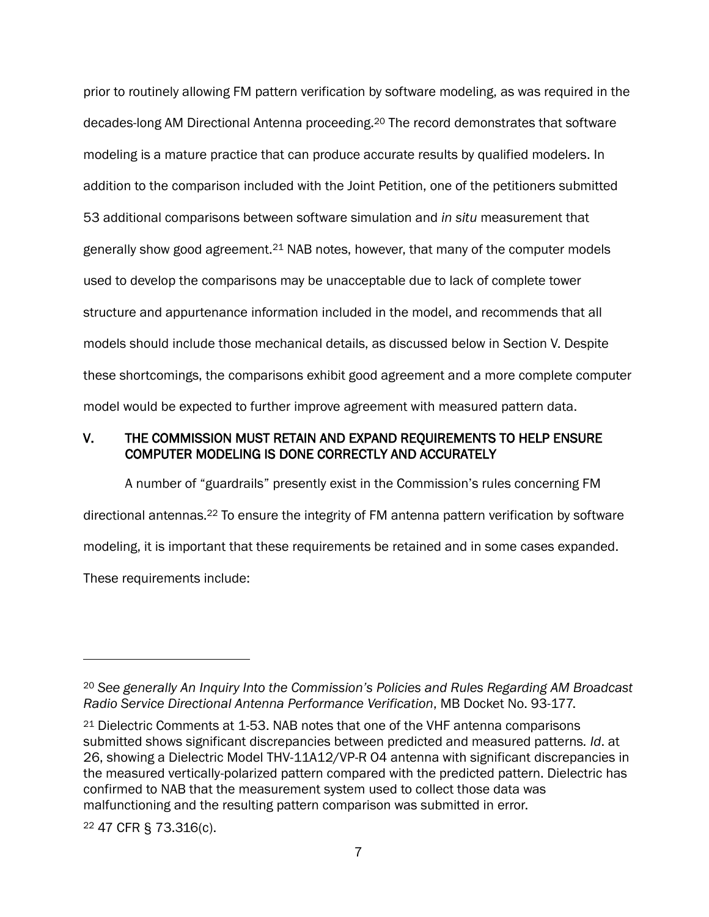prior to routinely allowing FM pattern verification by software modeling, as was required in the decades-long AM Directional Antenna proceeding.[20] The record demonstrates that software modeling is a mature practice that can produce accurate results by qualified modelers. In addition to the comparison included with the Joint Petition, one of the petitioners submitted 53 additional comparisons between software simulation and *in situ* measurement that generally show good agreement.[21] NAB notes, however, that many of the computer models used to develop the comparisons may be unacceptable due to lack of complete tower structure and appurtenance information included in the model, and recommends that all models should include those mechanical details, as discussed below in Section V. Despite these shortcomings, the comparisons exhibit good agreement and a more complete computer model would be expected to further improve agreement with measured pattern data.

## V. THE COMMISSION MUST RETAIN AND EXPAND REQUIREMENTS TO HELP ENSURE COMPUTER MODELING IS DONE CORRECTLY AND ACCURATELY

A number of "guardrails" presently exist in the Commission's rules concerning FM directional antennas.[22] To ensure the integrity of FM antenna pattern verification by software modeling, it is important that these requirements be retained and in some cases expanded. These requirements include:

---

[20] *See generally An Inquiry Into the Commission's Policies and Rules Regarding AM Broadcast Radio Service Directional Antenna Performance Verification*, MB Docket No. 93-177.

[21] Dielectric Comments at 1-53. NAB notes that one of the VHF antenna comparisons submitted shows significant discrepancies between predicted and measured patterns. *Id*. at 26, showing a Dielectric Model THV-11A12/VP-R O4 antenna with significant discrepancies in the measured vertically-polarized pattern compared with the predicted pattern. Dielectric has confirmed to NAB that the measurement system used to collect those data was malfunctioning and the resulting pattern comparison was submitted in error.

[22] 47 CFR § 73.316(c).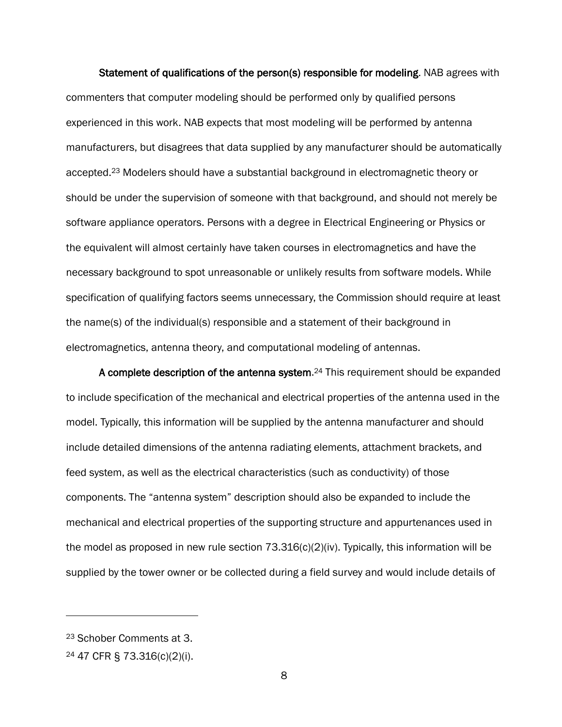**Statement of qualifications of the person(s) responsible for modeling**. NAB agrees with commenters that computer modeling should be performed only by qualified persons experienced in this work. NAB expects that most modeling will be performed by antenna manufacturers, but disagrees that data supplied by any manufacturer should be automatically accepted.[23] Modelers should have a substantial background in electromagnetic theory or should be under the supervision of someone with that background, and should not merely be software appliance operators. Persons with a degree in Electrical Engineering or Physics or the equivalent will almost certainly have taken courses in electromagnetics and have the necessary background to spot unreasonable or unlikely results from software models. While specification of qualifying factors seems unnecessary, the Commission should require at least the name(s) of the individual(s) responsible and a statement of their background in electromagnetics, antenna theory, and computational modeling of antennas.

**A complete description of the antenna system**.[24] This requirement should be expanded to include specification of the mechanical and electrical properties of the antenna used in the model. Typically, this information will be supplied by the antenna manufacturer and should include detailed dimensions of the antenna radiating elements, attachment brackets, and feed system, as well as the electrical characteristics (such as conductivity) of those components. The "antenna system" description should also be expanded to include the mechanical and electrical properties of the supporting structure and appurtenances used in the model as proposed in new rule section 73.316(c)(2)(iv). Typically, this information will be supplied by the tower owner or be collected during a field survey and would include details of

---

[23] Schober Comments at 3.

[24] 47 CFR § 73.316(c)(2)(i).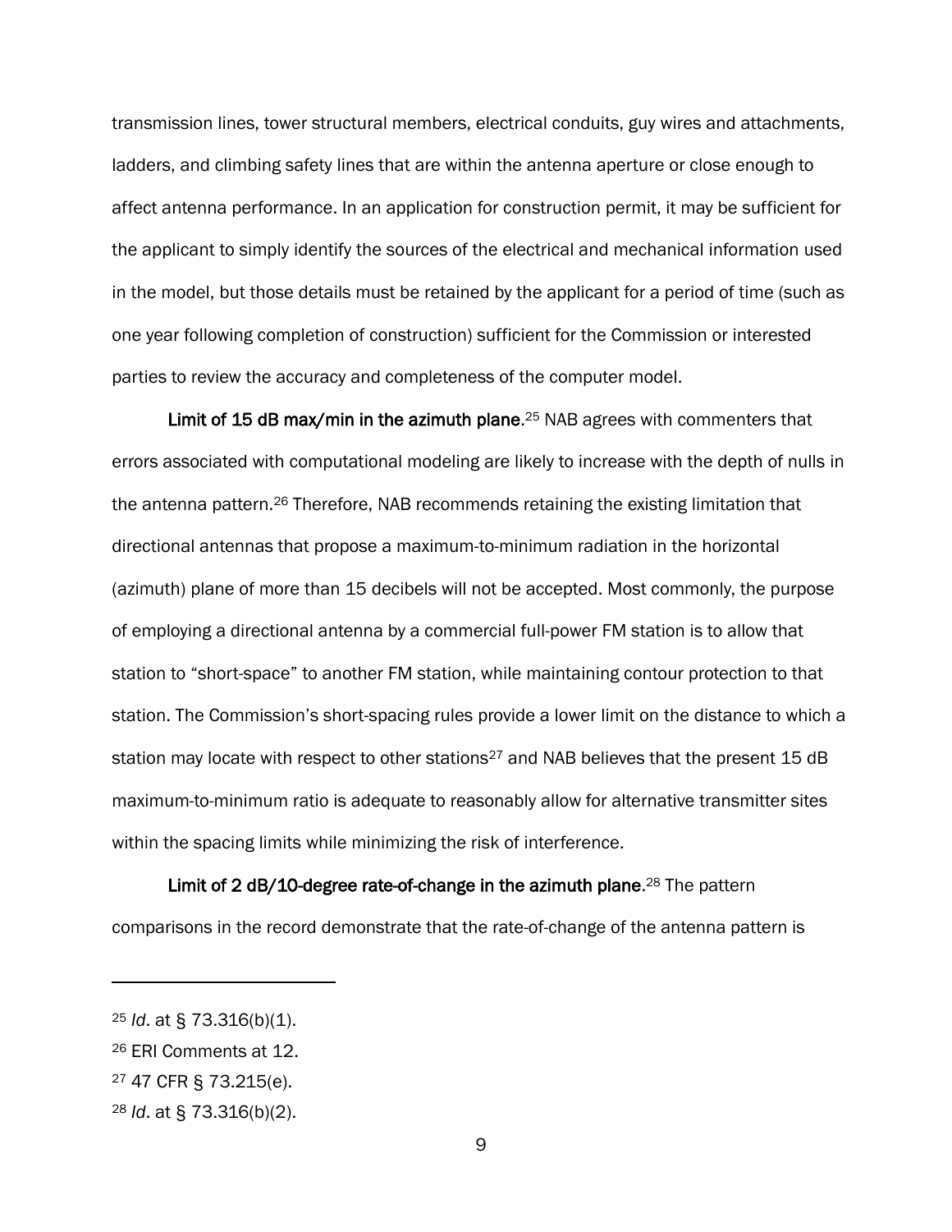transmission lines, tower structural members, electrical conduits, guy wires and attachments, ladders, and climbing safety lines that are within the antenna aperture or close enough to affect antenna performance. In an application for construction permit, it may be sufficient for the applicant to simply identify the sources of the electrical and mechanical information used in the model, but those details must be retained by the applicant for a period of time (such as one year following completion of construction) sufficient for the Commission or interested parties to review the accuracy and completeness of the computer model.

**Limit of 15 dB max/min in the azimuth plane**.[25] NAB agrees with commenters that errors associated with computational modeling are likely to increase with the depth of nulls in the antenna pattern.[26] Therefore, NAB recommends retaining the existing limitation that directional antennas that propose a maximum-to-minimum radiation in the horizontal (azimuth) plane of more than 15 decibels will not be accepted. Most commonly, the purpose of employing a directional antenna by a commercial full-power FM station is to allow that station to "short-space" to another FM station, while maintaining contour protection to that station. The Commission's short-spacing rules provide a lower limit on the distance to which a station may locate with respect to other stations[27] and NAB believes that the present 15 dB maximum-to-minimum ratio is adequate to reasonably allow for alternative transmitter sites within the spacing limits while minimizing the risk of interference.

**Limit of 2 dB/10-degree rate-of-change in the azimuth plane**.[28] The pattern comparisons in the record demonstrate that the rate-of-change of the antenna pattern is

---

[25] *Id*. at § 73.316(b)(1).

[26] ERI Comments at 12.

[27] 47 CFR § 73.215(e).

[28] *Id*. at § 73.316(b)(2).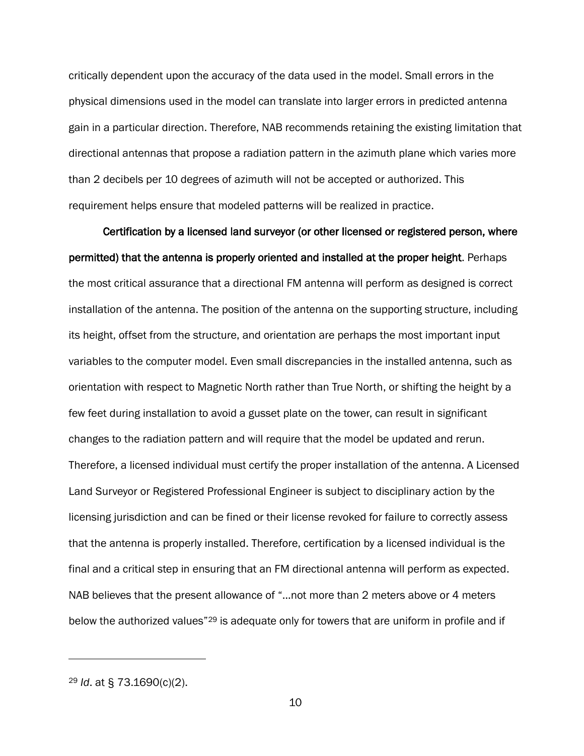critically dependent upon the accuracy of the data used in the model. Small errors in the physical dimensions used in the model can translate into larger errors in predicted antenna gain in a particular direction. Therefore, NAB recommends retaining the existing limitation that directional antennas that propose a radiation pattern in the azimuth plane which varies more than 2 decibels per 10 degrees of azimuth will not be accepted or authorized. This requirement helps ensure that modeled patterns will be realized in practice.

**Certification by a licensed land surveyor (or other licensed or registered person, where permitted) that the antenna is properly oriented and installed at the proper height**. Perhaps the most critical assurance that a directional FM antenna will perform as designed is correct installation of the antenna. The position of the antenna on the supporting structure, including its height, offset from the structure, and orientation are perhaps the most important input variables to the computer model. Even small discrepancies in the installed antenna, such as orientation with respect to Magnetic North rather than True North, or shifting the height by a few feet during installation to avoid a gusset plate on the tower, can result in significant changes to the radiation pattern and will require that the model be updated and rerun. Therefore, a licensed individual must certify the proper installation of the antenna. A Licensed Land Surveyor or Registered Professional Engineer is subject to disciplinary action by the licensing jurisdiction and can be fined or their license revoked for failure to correctly assess that the antenna is properly installed. Therefore, certification by a licensed individual is the final and a critical step in ensuring that an FM directional antenna will perform as expected. NAB believes that the present allowance of "…not more than 2 meters above or 4 meters below the authorized values"[29] is adequate only for towers that are uniform in profile and if

---

[29] *Id*. at § 73.1690(c)(2).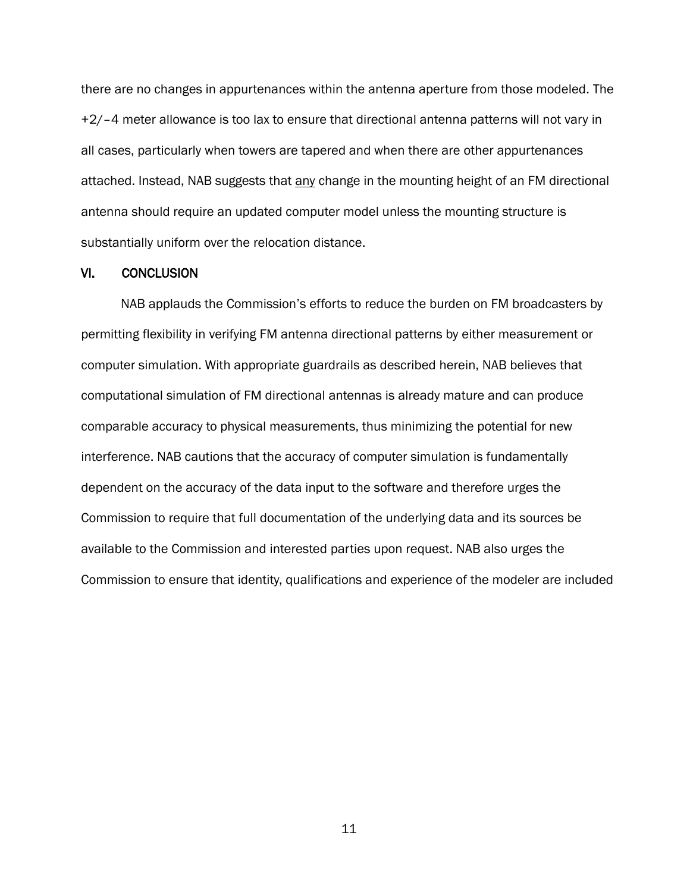there are no changes in appurtenances within the antenna aperture from those modeled. The +2/–4 meter allowance is too lax to ensure that directional antenna patterns will not vary in all cases, particularly when towers are tapered and when there are other appurtenances attached. Instead, NAB suggests that <u>any</u> change in the mounting height of an FM directional antenna should require an updated computer model unless the mounting structure is substantially uniform over the relocation distance.

## VI. CONCLUSION

NAB applauds the Commission's efforts to reduce the burden on FM broadcasters by permitting flexibility in verifying FM antenna directional patterns by either measurement or computer simulation. With appropriate guardrails as described herein, NAB believes that computational simulation of FM directional antennas is already mature and can produce comparable accuracy to physical measurements, thus minimizing the potential for new interference. NAB cautions that the accuracy of computer simulation is fundamentally dependent on the accuracy of the data input to the software and therefore urges the Commission to require that full documentation of the underlying data and its sources be available to the Commission and interested parties upon request. NAB also urges the Commission to ensure that identity, qualifications and experience of the modeler are included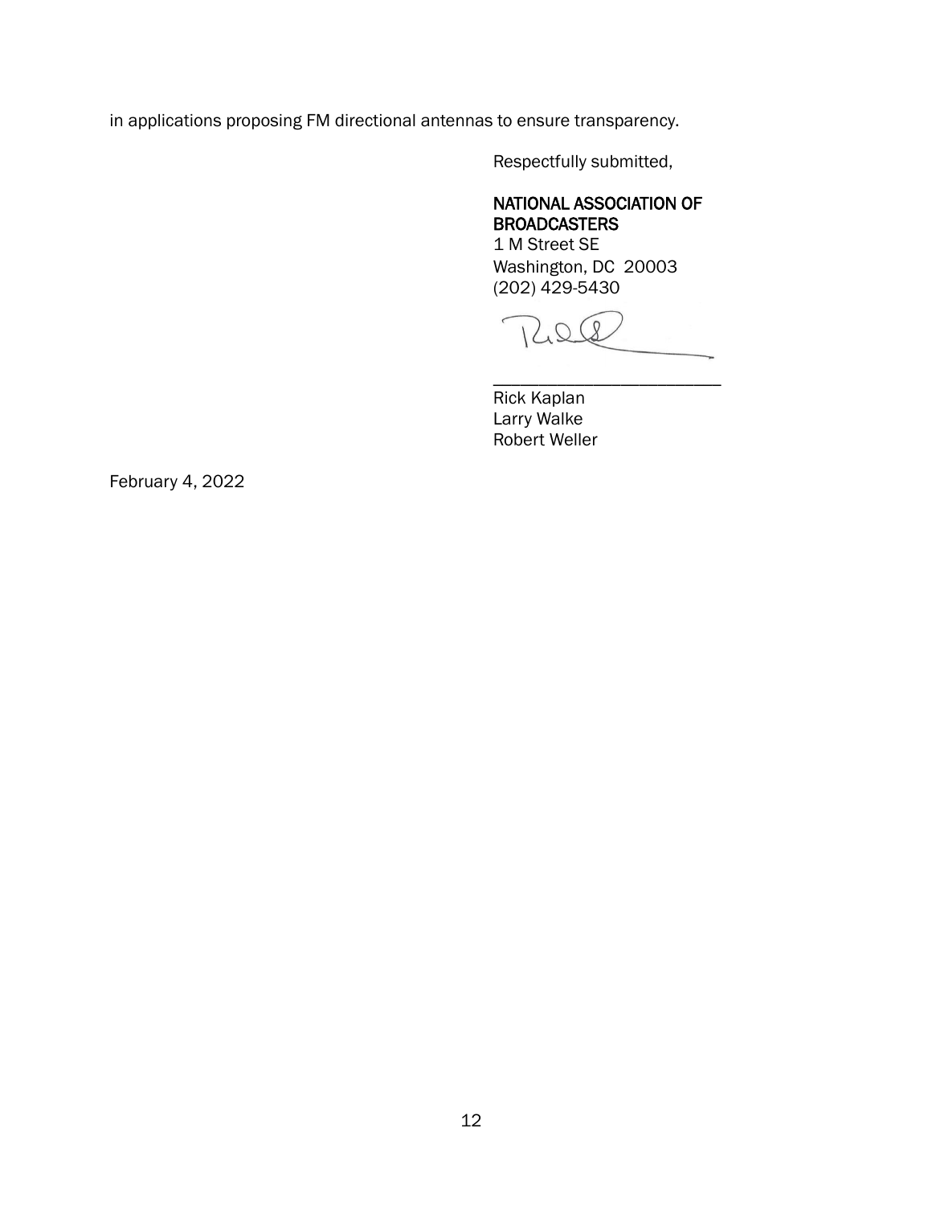in applications proposing FM directional antennas to ensure transparency.

Respectfully submitted,

NATIONAL ASSOCIATION OF BROADCASTERS
1 M Street SE
Washington, DC 20003
(202) 429-5430

_________________________
Rick Kaplan
Larry Walke
Robert Weller

February 4, 2022